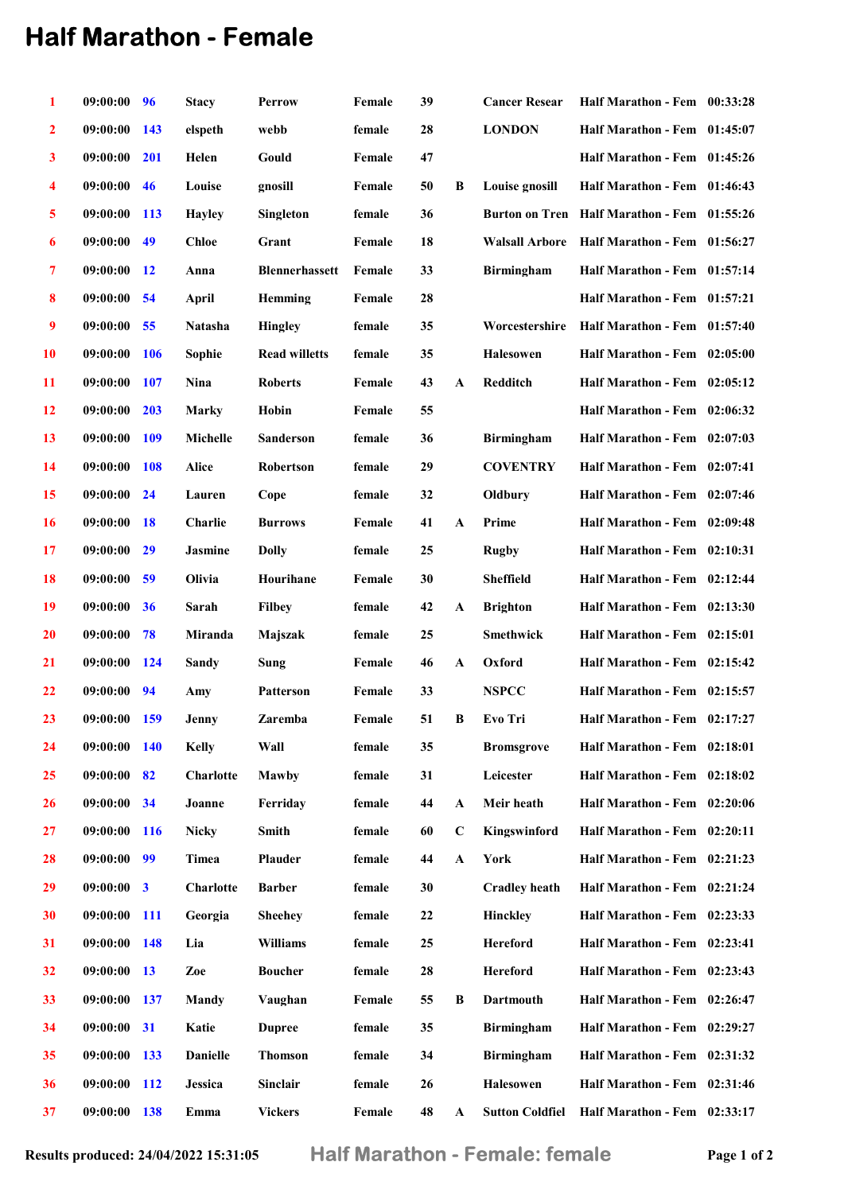# Half Marathon - Female

| | | | | | | | | | | |
|---|---|---|---|---|---|---|---|---|---|---|
| 1 | 09:00:00 | 96 | Stacy | Perrow | Female | 39 | | Cancer Resear | Half Marathon - Fem | 00:33:28 |
| 2 | 09:00:00 | 143 | elspeth | webb | female | 28 | | LONDON | Half Marathon - Fem | 01:45:07 |
| 3 | 09:00:00 | 201 | Helen | Gould | Female | 47 | | | Half Marathon - Fem | 01:45:26 |
| 4 | 09:00:00 | 46 | Louise | gnosill | Female | 50 | B | Louise gnosill | Half Marathon - Fem | 01:46:43 |
| 5 | 09:00:00 | 113 | Hayley | Singleton | female | 36 | | Burton on Tren | Half Marathon - Fem | 01:55:26 |
| 6 | 09:00:00 | 49 | Chloe | Grant | Female | 18 | | Walsall Arbore | Half Marathon - Fem | 01:56:27 |
| 7 | 09:00:00 | 12 | Anna | Blennerhassett | Female | 33 | | Birmingham | Half Marathon - Fem | 01:57:14 |
| 8 | 09:00:00 | 54 | April | Hemming | Female | 28 | | | Half Marathon - Fem | 01:57:21 |
| 9 | 09:00:00 | 55 | Natasha | Hingley | female | 35 | | Worcestershire | Half Marathon - Fem | 01:57:40 |
| 10 | 09:00:00 | 106 | Sophie | Read willetts | female | 35 | | Halesowen | Half Marathon - Fem | 02:05:00 |
| 11 | 09:00:00 | 107 | Nina | Roberts | Female | 43 | A | Redditch | Half Marathon - Fem | 02:05:12 |
| 12 | 09:00:00 | 203 | Marky | Hobin | Female | 55 | | | Half Marathon - Fem | 02:06:32 |
| 13 | 09:00:00 | 109 | Michelle | Sanderson | female | 36 | | Birmingham | Half Marathon - Fem | 02:07:03 |
| 14 | 09:00:00 | 108 | Alice | Robertson | female | 29 | | COVENTRY | Half Marathon - Fem | 02:07:41 |
| 15 | 09:00:00 | 24 | Lauren | Cope | female | 32 | | Oldbury | Half Marathon - Fem | 02:07:46 |
| 16 | 09:00:00 | 18 | Charlie | Burrows | Female | 41 | A | Prime | Half Marathon - Fem | 02:09:48 |
| 17 | 09:00:00 | 29 | Jasmine | Dolly | female | 25 | | Rugby | Half Marathon - Fem | 02:10:31 |
| 18 | 09:00:00 | 59 | Olivia | Hourihane | Female | 30 | | Sheffield | Half Marathon - Fem | 02:12:44 |
| 19 | 09:00:00 | 36 | Sarah | Filbey | female | 42 | A | Brighton | Half Marathon - Fem | 02:13:30 |
| 20 | 09:00:00 | 78 | Miranda | Majszak | female | 25 | | Smethwick | Half Marathon - Fem | 02:15:01 |
| 21 | 09:00:00 | 124 | Sandy | Sung | Female | 46 | A | Oxford | Half Marathon - Fem | 02:15:42 |
| 22 | 09:00:00 | 94 | Amy | Patterson | Female | 33 | | NSPCC | Half Marathon - Fem | 02:15:57 |
| 23 | 09:00:00 | 159 | Jenny | Zaremba | Female | 51 | B | Evo Tri | Half Marathon - Fem | 02:17:27 |
| 24 | 09:00:00 | 140 | Kelly | Wall | female | 35 | | Bromsgrove | Half Marathon - Fem | 02:18:01 |
| 25 | 09:00:00 | 82 | Charlotte | Mawby | female | 31 | | Leicester | Half Marathon - Fem | 02:18:02 |
| 26 | 09:00:00 | 34 | Joanne | Ferriday | female | 44 | A | Meir heath | Half Marathon - Fem | 02:20:06 |
| 27 | 09:00:00 | 116 | Nicky | Smith | female | 60 | C | Kingswinford | Half Marathon - Fem | 02:20:11 |
| 28 | 09:00:00 | 99 | Timea | Plauder | female | 44 | A | York | Half Marathon - Fem | 02:21:23 |
| 29 | 09:00:00 | 3 | Charlotte | Barber | female | 30 | | Cradley heath | Half Marathon - Fem | 02:21:24 |
| 30 | 09:00:00 | 111 | Georgia | Sheehey | female | 22 | | Hinckley | Half Marathon - Fem | 02:23:33 |
| 31 | 09:00:00 | 148 | Lia | Williams | female | 25 | | Hereford | Half Marathon - Fem | 02:23:41 |
| 32 | 09:00:00 | 13 | Zoe | Boucher | female | 28 | | Hereford | Half Marathon - Fem | 02:23:43 |
| 33 | 09:00:00 | 137 | Mandy | Vaughan | Female | 55 | B | Dartmouth | Half Marathon - Fem | 02:26:47 |
| 34 | 09:00:00 | 31 | Katie | Dupree | female | 35 | | Birmingham | Half Marathon - Fem | 02:29:27 |
| 35 | 09:00:00 | 133 | Danielle | Thomson | female | 34 | | Birmingham | Half Marathon - Fem | 02:31:32 |
| 36 | 09:00:00 | 112 | Jessica | Sinclair | female | 26 | | Halesowen | Half Marathon - Fem | 02:31:46 |
| 37 | 09:00:00 | 138 | Emma | Vickers | Female | 48 | A | Sutton Coldfiel | Half Marathon - Fem | 02:33:17 |

Results produced: 24/04/2022 15:31:05 — Half Marathon - Female: female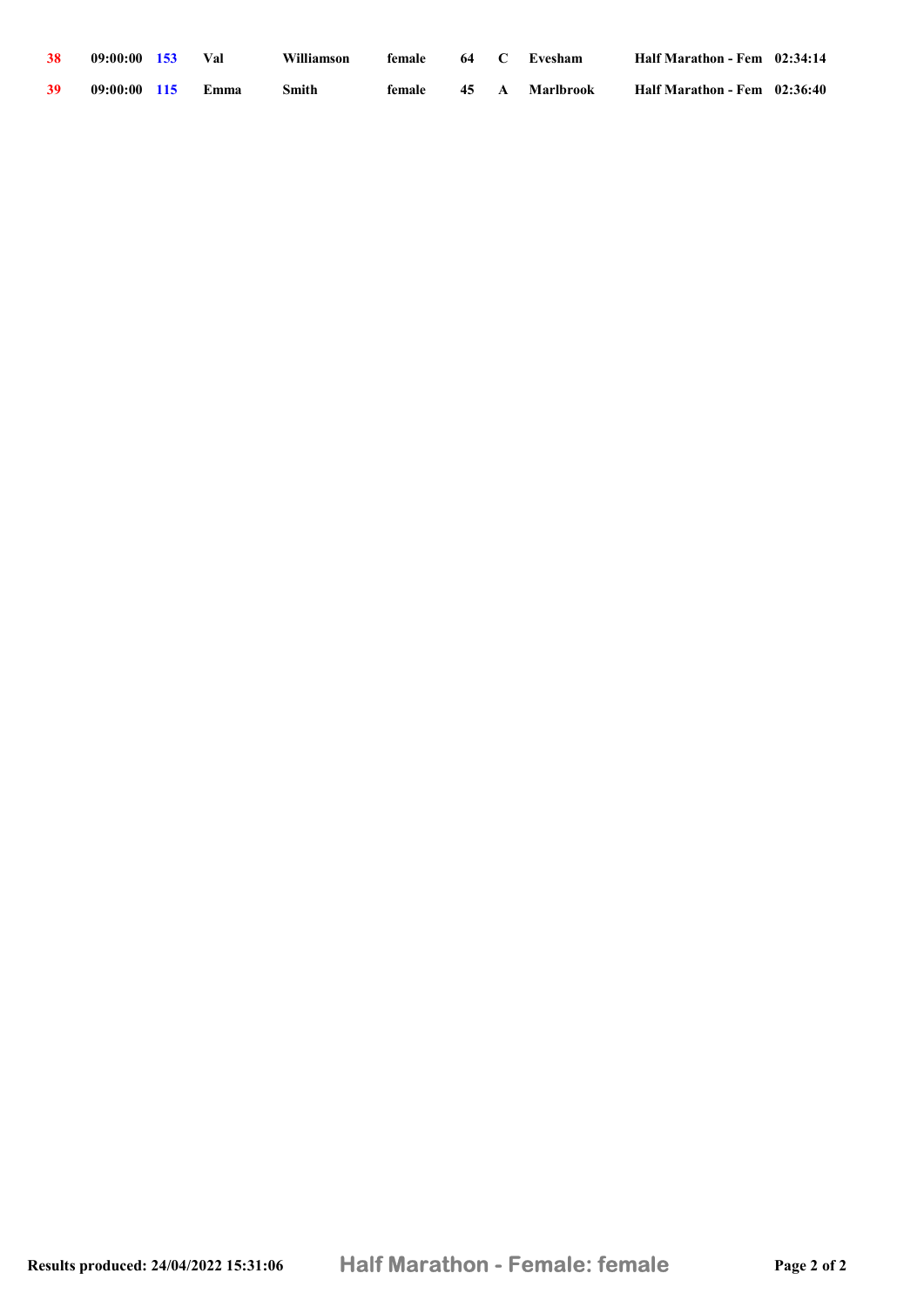| | | | | | | | | | | |
|---|---|---|---|---|---|---|---|---|---|---|
| 38 | 09:00:00 | 153 | Val | Williamson | female | 64 | C | Evesham | Half Marathon - Fem | 02:34:14 |
| 39 | 09:00:00 | 115 | Emma | Smith | female | 45 | A | Marlbrook | Half Marathon - Fem | 02:36:40 |

**Results produced: 24/04/2022 15:31:06** **Half Marathon - Female: female**